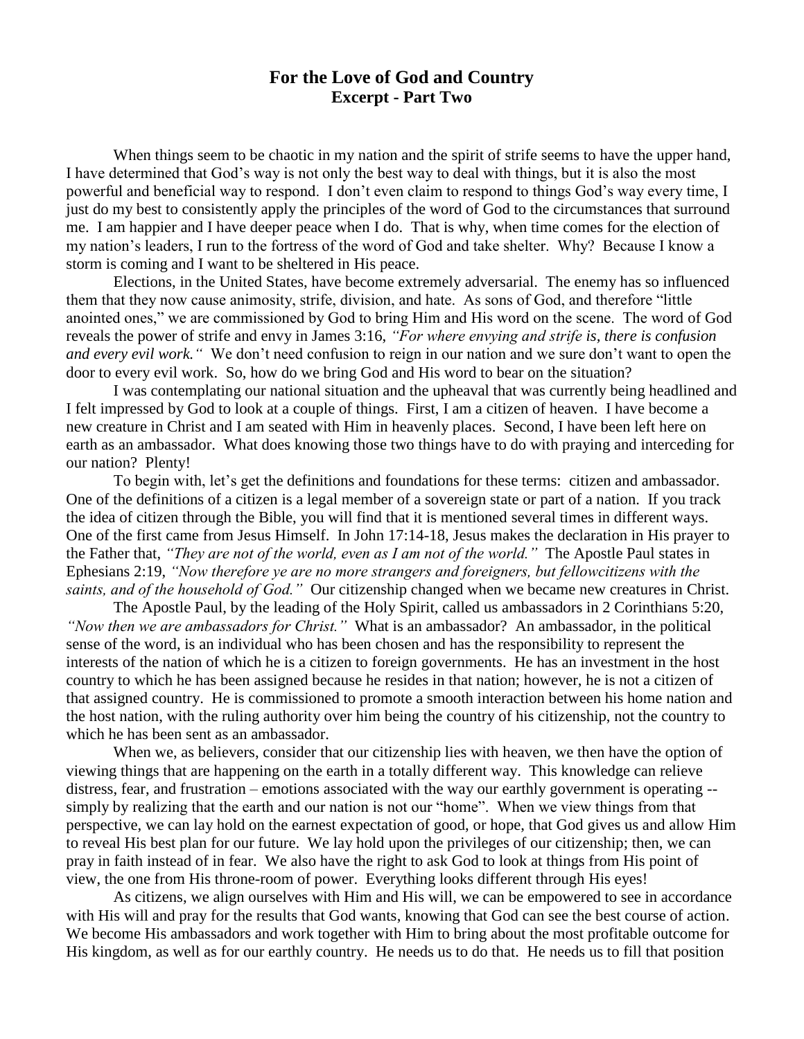# For the Love of God and Country
## Excerpt - Part Two

When things seem to be chaotic in my nation and the spirit of strife seems to have the upper hand, I have determined that God's way is not only the best way to deal with things, but it is also the most powerful and beneficial way to respond. I don't even claim to respond to things God's way every time, I just do my best to consistently apply the principles of the word of God to the circumstances that surround me. I am happier and I have deeper peace when I do. That is why, when time comes for the election of my nation's leaders, I run to the fortress of the word of God and take shelter. Why? Because I know a storm is coming and I want to be sheltered in His peace.

Elections, in the United States, have become extremely adversarial. The enemy has so influenced them that they now cause animosity, strife, division, and hate. As sons of God, and therefore "little anointed ones," we are commissioned by God to bring Him and His word on the scene. The word of God reveals the power of strife and envy in James 3:16, *"For where envying and strife is, there is confusion and every evil work."* We don't need confusion to reign in our nation and we sure don't want to open the door to every evil work. So, how do we bring God and His word to bear on the situation?

I was contemplating our national situation and the upheaval that was currently being headlined and I felt impressed by God to look at a couple of things. First, I am a citizen of heaven. I have become a new creature in Christ and I am seated with Him in heavenly places. Second, I have been left here on earth as an ambassador. What does knowing those two things have to do with praying and interceding for our nation? Plenty!

To begin with, let's get the definitions and foundations for these terms: citizen and ambassador. One of the definitions of a citizen is a legal member of a sovereign state or part of a nation. If you track the idea of citizen through the Bible, you will find that it is mentioned several times in different ways. One of the first came from Jesus Himself. In John 17:14-18, Jesus makes the declaration in His prayer to the Father that, *"They are not of the world, even as I am not of the world."* The Apostle Paul states in Ephesians 2:19, *"Now therefore ye are no more strangers and foreigners, but fellowcitizens with the saints, and of the household of God."* Our citizenship changed when we became new creatures in Christ.

The Apostle Paul, by the leading of the Holy Spirit, called us ambassadors in 2 Corinthians 5:20, *"Now then we are ambassadors for Christ."* What is an ambassador? An ambassador, in the political sense of the word, is an individual who has been chosen and has the responsibility to represent the interests of the nation of which he is a citizen to foreign governments. He has an investment in the host country to which he has been assigned because he resides in that nation; however, he is not a citizen of that assigned country. He is commissioned to promote a smooth interaction between his home nation and the host nation, with the ruling authority over him being the country of his citizenship, not the country to which he has been sent as an ambassador.

When we, as believers, consider that our citizenship lies with heaven, we then have the option of viewing things that are happening on the earth in a totally different way. This knowledge can relieve distress, fear, and frustration – emotions associated with the way our earthly government is operating -- simply by realizing that the earth and our nation is not our "home". When we view things from that perspective, we can lay hold on the earnest expectation of good, or hope, that God gives us and allow Him to reveal His best plan for our future. We lay hold upon the privileges of our citizenship; then, we can pray in faith instead of in fear. We also have the right to ask God to look at things from His point of view, the one from His throne-room of power. Everything looks different through His eyes!

As citizens, we align ourselves with Him and His will, we can be empowered to see in accordance with His will and pray for the results that God wants, knowing that God can see the best course of action. We become His ambassadors and work together with Him to bring about the most profitable outcome for His kingdom, as well as for our earthly country. He needs us to do that. He needs us to fill that position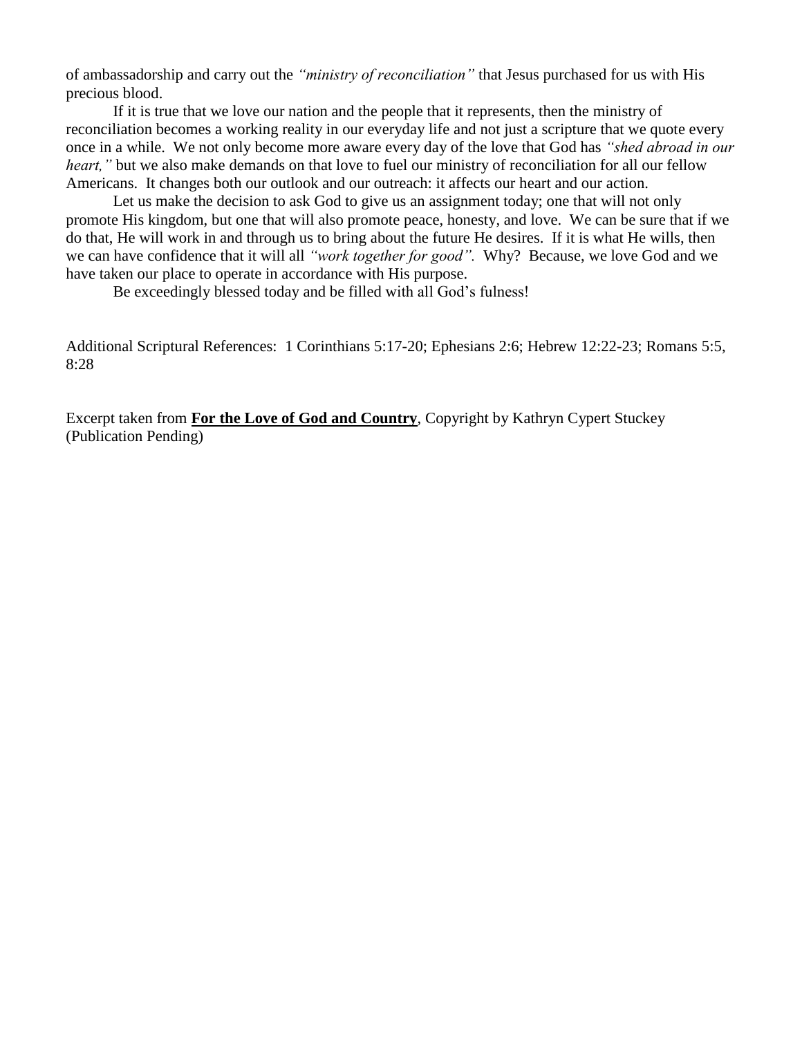of ambassadorship and carry out the *"ministry of reconciliation"* that Jesus purchased for us with His precious blood.

If it is true that we love our nation and the people that it represents, then the ministry of reconciliation becomes a working reality in our everyday life and not just a scripture that we quote every once in a while. We not only become more aware every day of the love that God has *"shed abroad in our heart,"* but we also make demands on that love to fuel our ministry of reconciliation for all our fellow Americans. It changes both our outlook and our outreach: it affects our heart and our action.

Let us make the decision to ask God to give us an assignment today; one that will not only promote His kingdom, but one that will also promote peace, honesty, and love. We can be sure that if we do that, He will work in and through us to bring about the future He desires. If it is what He wills, then we can have confidence that it will all *"work together for good".* Why? Because, we love God and we have taken our place to operate in accordance with His purpose.

Be exceedingly blessed today and be filled with all God's fulness!

Additional Scriptural References: 1 Corinthians 5:17-20; Ephesians 2:6; Hebrew 12:22-23; Romans 5:5, 8:28

Excerpt taken from **For the Love of God and Country**, Copyright by Kathryn Cypert Stuckey (Publication Pending)